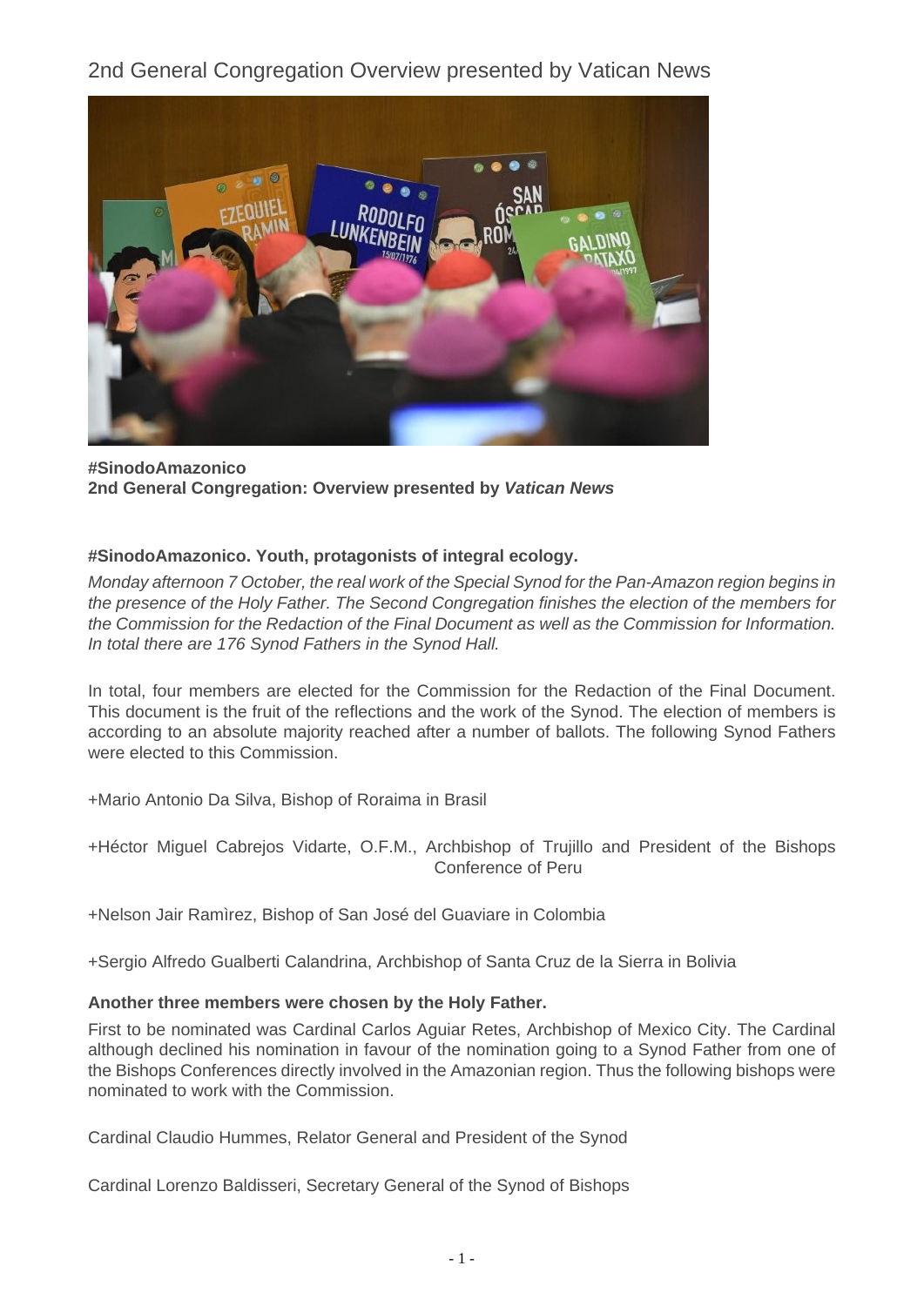# 2nd General Congregation Overview presented by Vatican News

**#SinodoAmazonico**
**2nd General Congregation: Overview presented by *Vatican News***

**#SinodoAmazonico. Youth, protagonists of integral ecology.**

*Monday afternoon 7 October, the real work of the Special Synod for the Pan-Amazon region begins in the presence of the Holy Father. The Second Congregation finishes the election of the members for the Commission for the Redaction of the Final Document as well as the Commission for Information. In total there are 176 Synod Fathers in the Synod Hall.*

In total, four members are elected for the Commission for the Redaction of the Final Document. This document is the fruit of the reflections and the work of the Synod. The election of members is according to an absolute majority reached after a number of ballots. The following Synod Fathers were elected to this Commission.

+Mario Antonio Da Silva, Bishop of Roraima in Brasil

+Héctor Miguel Cabrejos Vidarte, O.F.M., Archbishop of Trujillo and President of the Bishops Conference of Peru

+Nelson Jair Ramìrez, Bishop of San José del Guaviare in Colombia

+Sergio Alfredo Gualberti Calandrina, Archbishop of Santa Cruz de la Sierra in Bolivia

**Another three members were chosen by the Holy Father.**

First to be nominated was Cardinal Carlos Aguiar Retes, Archbishop of Mexico City. The Cardinal although declined his nomination in favour of the nomination going to a Synod Father from one of the Bishops Conferences directly involved in the Amazonian region. Thus the following bishops were nominated to work with the Commission.

Cardinal Claudio Hummes, Relator General and President of the Synod

Cardinal Lorenzo Baldisseri, Secretary General of the Synod of Bishops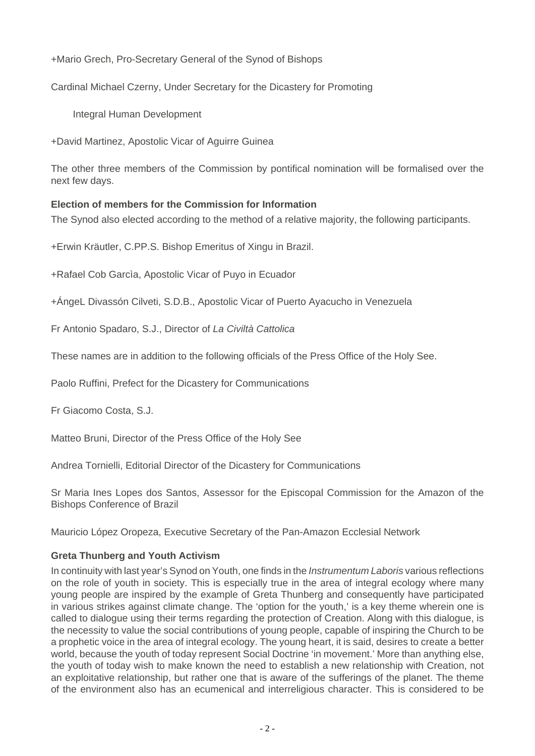+Mario Grech, Pro-Secretary General of the Synod of Bishops

Cardinal Michael Czerny, Under Secretary for the Dicastery for Promoting

Integral Human Development

+David Martinez, Apostolic Vicar of Aguirre Guinea

The other three members of the Commission by pontifical nomination will be formalised over the next few days.

**Election of members for the Commission for Information**

The Synod also elected according to the method of a relative majority, the following participants.

+Erwin Kräutler, C.PP.S. Bishop Emeritus of Xingu in Brazil.

+Rafael Cob Garcìa, Apostolic Vicar of Puyo in Ecuador

+ÁngeL Divassón Cilveti, S.D.B., Apostolic Vicar of Puerto Ayacucho in Venezuela

Fr Antonio Spadaro, S.J., Director of *La Civiltà Cattolica*

These names are in addition to the following officials of the Press Office of the Holy See.

Paolo Ruffini, Prefect for the Dicastery for Communications

Fr Giacomo Costa, S.J.

Matteo Bruni, Director of the Press Office of the Holy See

Andrea Tornielli, Editorial Director of the Dicastery for Communications

Sr Maria Ines Lopes dos Santos, Assessor for the Episcopal Commission for the Amazon of the Bishops Conference of Brazil

Mauricio López Oropeza, Executive Secretary of the Pan-Amazon Ecclesial Network

**Greta Thunberg and Youth Activism**

In continuity with last year's Synod on Youth, one finds in the *Instrumentum Laboris* various reflections on the role of youth in society. This is especially true in the area of integral ecology where many young people are inspired by the example of Greta Thunberg and consequently have participated in various strikes against climate change. The 'option for the youth,' is a key theme wherein one is called to dialogue using their terms regarding the protection of Creation. Along with this dialogue, is the necessity to value the social contributions of young people, capable of inspiring the Church to be a prophetic voice in the area of integral ecology. The young heart, it is said, desires to create a better world, because the youth of today represent Social Doctrine 'in movement.' More than anything else, the youth of today wish to make known the need to establish a new relationship with Creation, not an exploitative relationship, but rather one that is aware of the sufferings of the planet. The theme of the environment also has an ecumenical and interreligious character. This is considered to be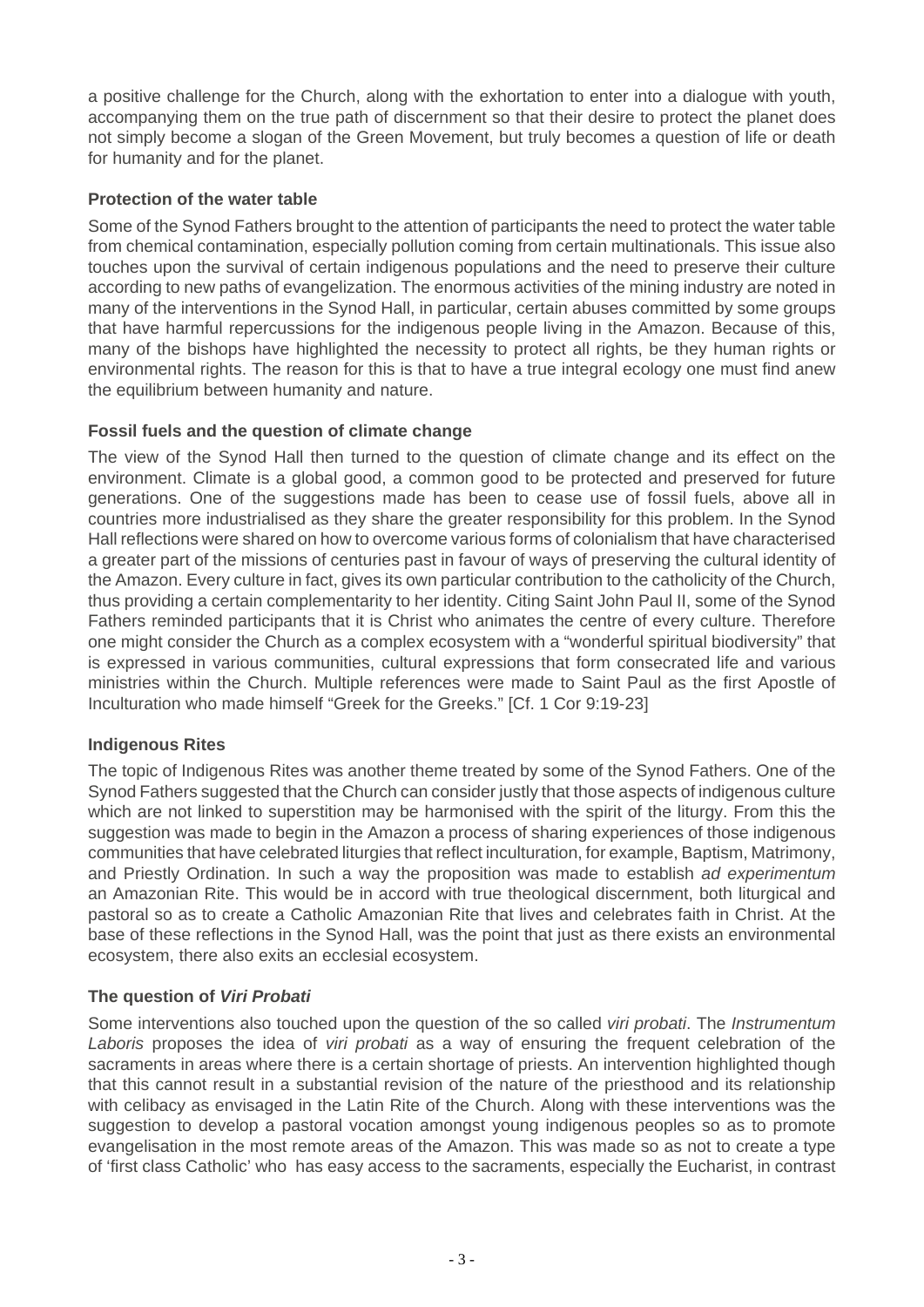a positive challenge for the Church, along with the exhortation to enter into a dialogue with youth, accompanying them on the true path of discernment so that their desire to protect the planet does not simply become a slogan of the Green Movement, but truly becomes a question of life or death for humanity and for the planet.

### Protection of the water table

Some of the Synod Fathers brought to the attention of participants the need to protect the water table from chemical contamination, especially pollution coming from certain multinationals. This issue also touches upon the survival of certain indigenous populations and the need to preserve their culture according to new paths of evangelization. The enormous activities of the mining industry are noted in many of the interventions in the Synod Hall, in particular, certain abuses committed by some groups that have harmful repercussions for the indigenous people living in the Amazon. Because of this, many of the bishops have highlighted the necessity to protect all rights, be they human rights or environmental rights. The reason for this is that to have a true integral ecology one must find anew the equilibrium between humanity and nature.

### Fossil fuels and the question of climate change

The view of the Synod Hall then turned to the question of climate change and its effect on the environment. Climate is a global good, a common good to be protected and preserved for future generations. One of the suggestions made has been to cease use of fossil fuels, above all in countries more industrialised as they share the greater responsibility for this problem. In the Synod Hall reflections were shared on how to overcome various forms of colonialism that have characterised a greater part of the missions of centuries past in favour of ways of preserving the cultural identity of the Amazon. Every culture in fact, gives its own particular contribution to the catholicity of the Church, thus providing a certain complementarity to her identity. Citing Saint John Paul II, some of the Synod Fathers reminded participants that it is Christ who animates the centre of every culture. Therefore one might consider the Church as a complex ecosystem with a "wonderful spiritual biodiversity" that is expressed in various communities, cultural expressions that form consecrated life and various ministries within the Church. Multiple references were made to Saint Paul as the first Apostle of Inculturation who made himself "Greek for the Greeks." [Cf. 1 Cor 9:19-23]

### Indigenous Rites

The topic of Indigenous Rites was another theme treated by some of the Synod Fathers. One of the Synod Fathers suggested that the Church can consider justly that those aspects of indigenous culture which are not linked to superstition may be harmonised with the spirit of the liturgy. From this the suggestion was made to begin in the Amazon a process of sharing experiences of those indigenous communities that have celebrated liturgies that reflect inculturation, for example, Baptism, Matrimony, and Priestly Ordination. In such a way the proposition was made to establish *ad experimentum* an Amazonian Rite. This would be in accord with true theological discernment, both liturgical and pastoral so as to create a Catholic Amazonian Rite that lives and celebrates faith in Christ. At the base of these reflections in the Synod Hall, was the point that just as there exists an environmental ecosystem, there also exits an ecclesial ecosystem.

### The question of *Viri Probati*

Some interventions also touched upon the question of the so called *viri probati*. The *Instrumentum Laboris* proposes the idea of *viri probati* as a way of ensuring the frequent celebration of the sacraments in areas where there is a certain shortage of priests. An intervention highlighted though that this cannot result in a substantial revision of the nature of the priesthood and its relationship with celibacy as envisaged in the Latin Rite of the Church. Along with these interventions was the suggestion to develop a pastoral vocation amongst young indigenous peoples so as to promote evangelisation in the most remote areas of the Amazon. This was made so as not to create a type of 'first class Catholic' who has easy access to the sacraments, especially the Eucharist, in contrast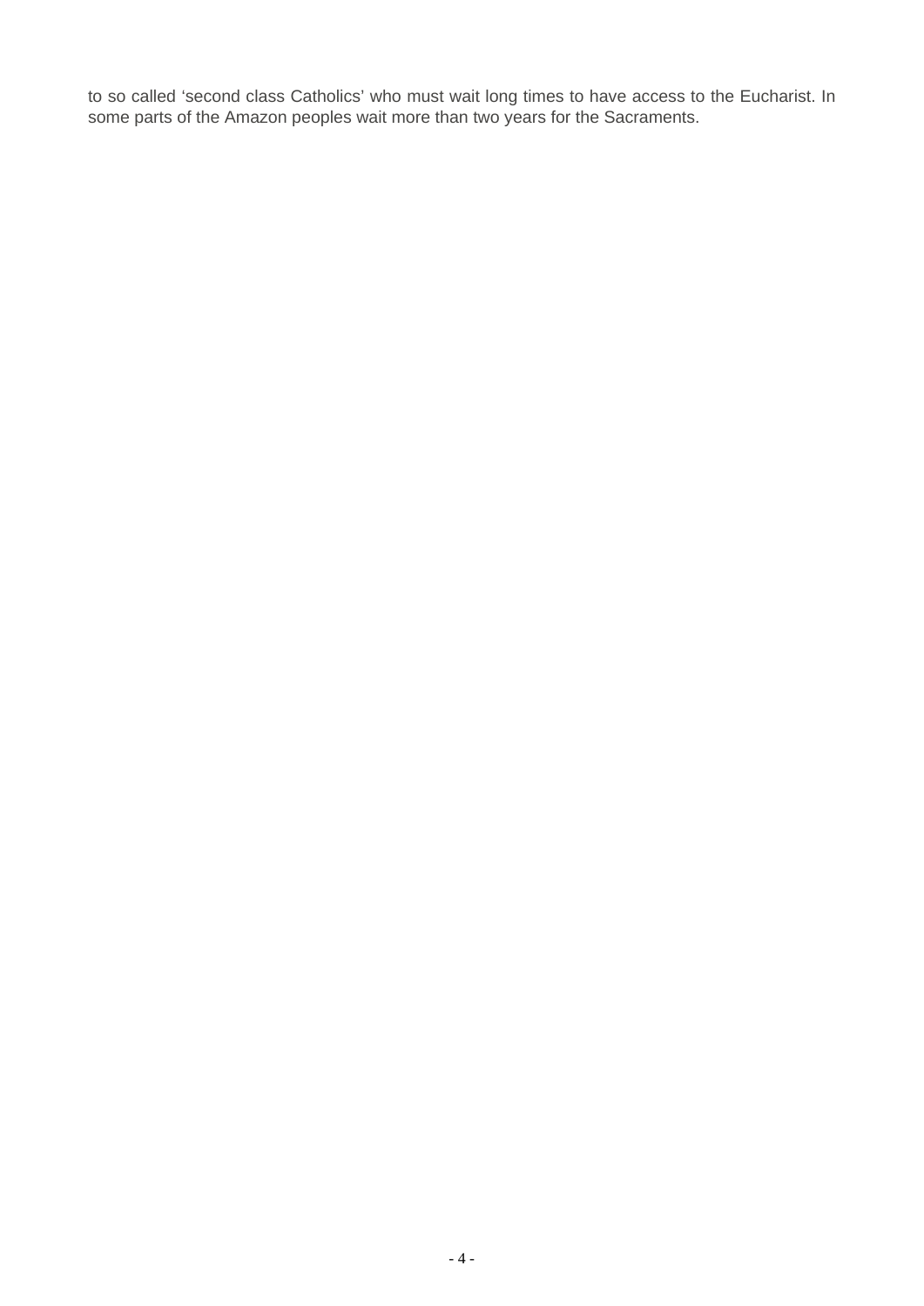to so called ‘second class Catholics’ who must wait long times to have access to the Eucharist. In some parts of the Amazon peoples wait more than two years for the Sacraments.